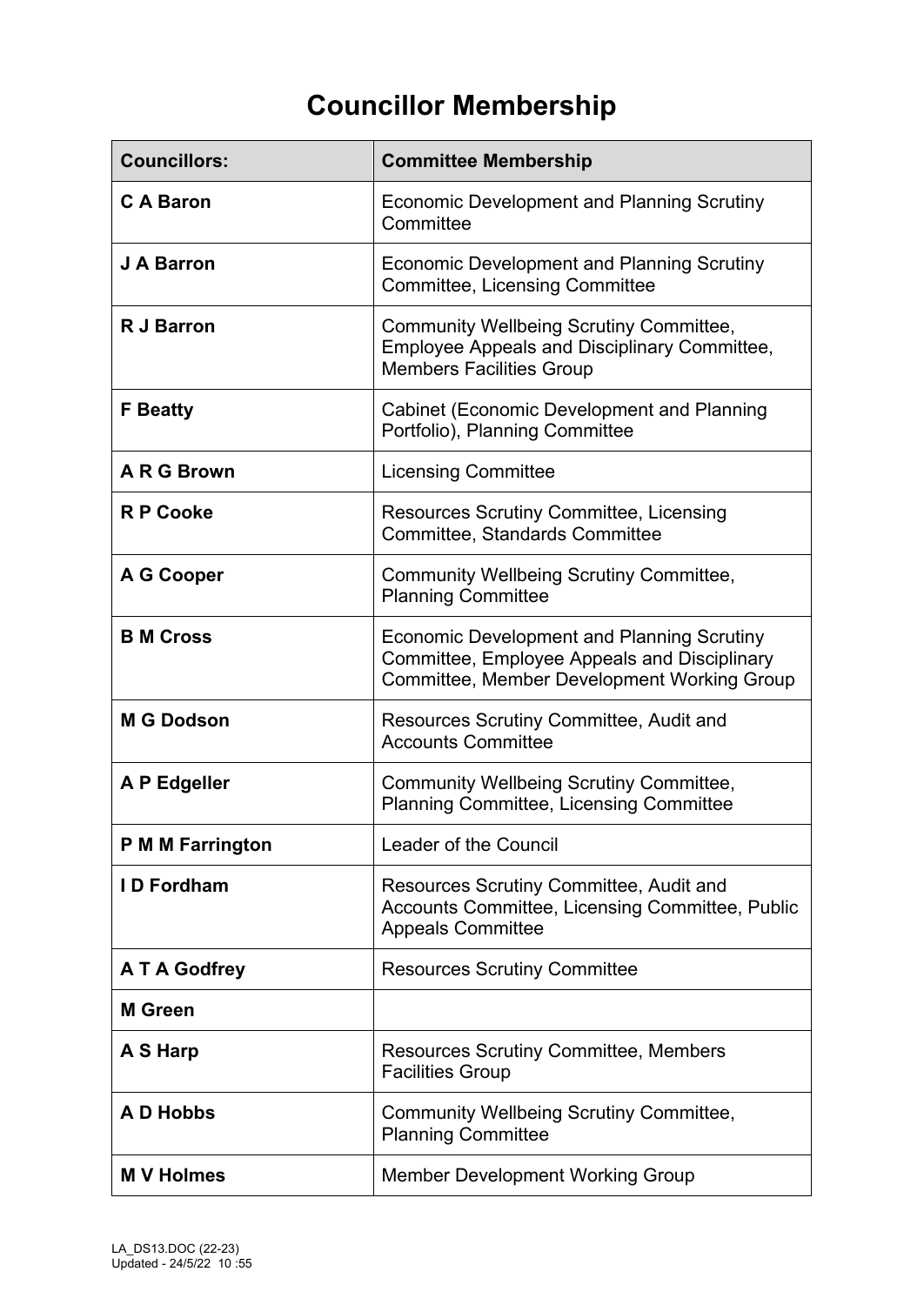# Councillor Membership

| Councillors: | Committee Membership |
|---|---|
| **C A Baron** | Economic Development and Planning Scrutiny Committee |
| **J A Barron** | Economic Development and Planning Scrutiny Committee, Licensing Committee |
| **R J Barron** | Community Wellbeing Scrutiny Committee, Employee Appeals and Disciplinary Committee, Members Facilities Group |
| **F Beatty** | Cabinet (Economic Development and Planning Portfolio), Planning Committee |
| **A R G Brown** | Licensing Committee |
| **R P Cooke** | Resources Scrutiny Committee, Licensing Committee, Standards Committee |
| **A G Cooper** | Community Wellbeing Scrutiny Committee, Planning Committee |
| **B M Cross** | Economic Development and Planning Scrutiny Committee, Employee Appeals and Disciplinary Committee, Member Development Working Group |
| **M G Dodson** | Resources Scrutiny Committee, Audit and Accounts Committee |
| **A P Edgeller** | Community Wellbeing Scrutiny Committee, Planning Committee, Licensing Committee |
| **P M M Farrington** | Leader of the Council |
| **I D Fordham** | Resources Scrutiny Committee, Audit and Accounts Committee, Licensing Committee, Public Appeals Committee |
| **A T A Godfrey** | Resources Scrutiny Committee |
| **M Green** | |
| **A S Harp** | Resources Scrutiny Committee, Members Facilities Group |
| **A D Hobbs** | Community Wellbeing Scrutiny Committee, Planning Committee |
| **M V Holmes** | Member Development Working Group |

LA_DS13.DOC (22-23)
Updated - 24/5/22 10 :55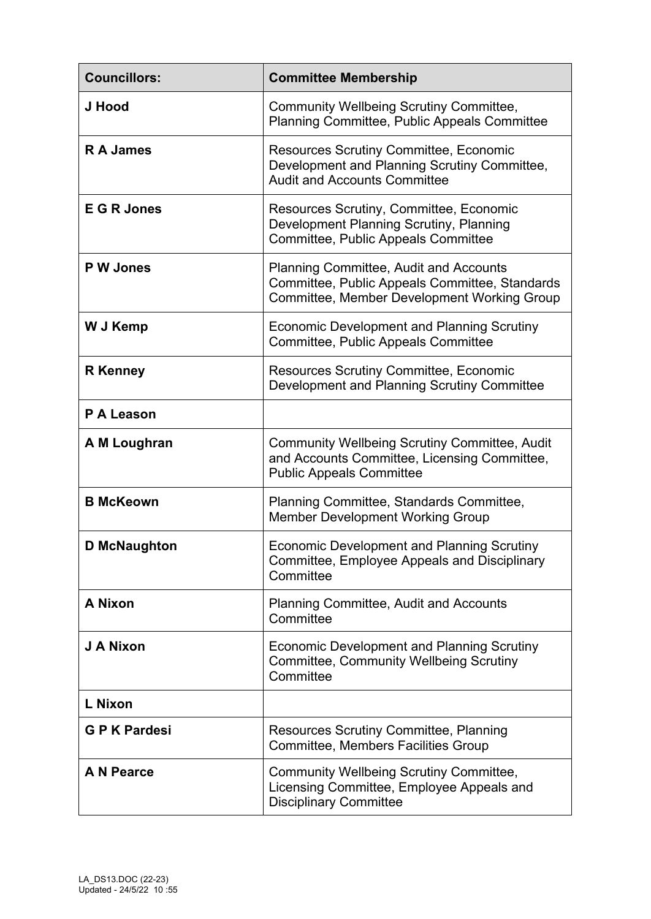| **Councillors:** | **Committee Membership** |
|---|---|
| **J Hood** | Community Wellbeing Scrutiny Committee, Planning Committee, Public Appeals Committee |
| **R A James** | Resources Scrutiny Committee, Economic Development and Planning Scrutiny Committee, Audit and Accounts Committee |
| **E G R Jones** | Resources Scrutiny, Committee, Economic Development Planning Scrutiny, Planning Committee, Public Appeals Committee |
| **P W Jones** | Planning Committee, Audit and Accounts Committee, Public Appeals Committee, Standards Committee, Member Development Working Group |
| **W J Kemp** | Economic Development and Planning Scrutiny Committee, Public Appeals Committee |
| **R Kenney** | Resources Scrutiny Committee, Economic Development and Planning Scrutiny Committee |
| **P A Leason** | |
| **A M Loughran** | Community Wellbeing Scrutiny Committee, Audit and Accounts Committee, Licensing Committee, Public Appeals Committee |
| **B McKeown** | Planning Committee, Standards Committee, Member Development Working Group |
| **D McNaughton** | Economic Development and Planning Scrutiny Committee, Employee Appeals and Disciplinary Committee |
| **A Nixon** | Planning Committee, Audit and Accounts Committee |
| **J A Nixon** | Economic Development and Planning Scrutiny Committee, Community Wellbeing Scrutiny Committee |
| **L Nixon** | |
| **G P K Pardesi** | Resources Scrutiny Committee, Planning Committee, Members Facilities Group |
| **A N Pearce** | Community Wellbeing Scrutiny Committee, Licensing Committee, Employee Appeals and Disciplinary Committee |

LA_DS13.DOC (22-23)
Updated - 24/5/22 10 :55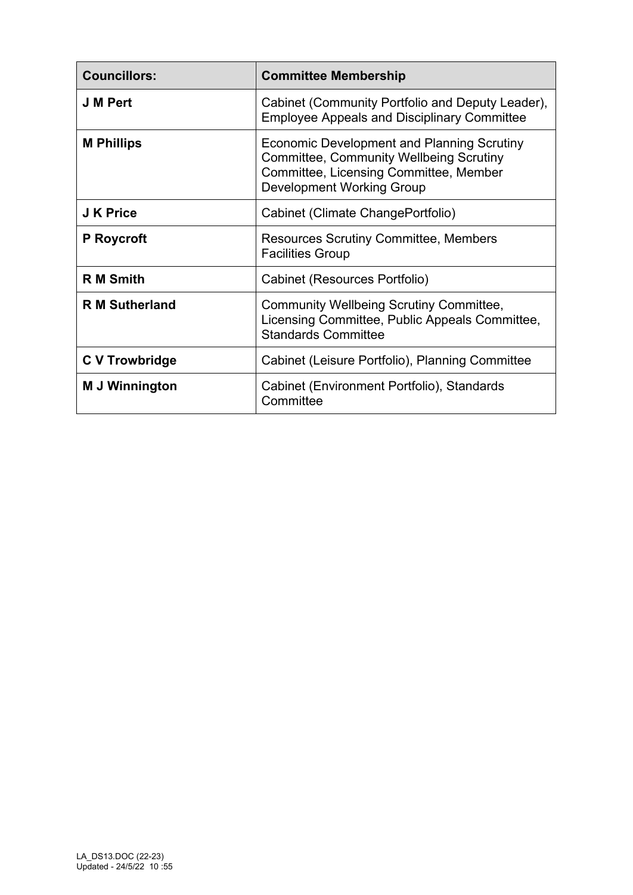| Councillors: | Committee Membership |
|---|---|
| **J M Pert** | Cabinet (Community Portfolio and Deputy Leader), Employee Appeals and Disciplinary Committee |
| **M Phillips** | Economic Development and Planning Scrutiny Committee, Community Wellbeing Scrutiny Committee, Licensing Committee, Member Development Working Group |
| **J K Price** | Cabinet (Climate ChangePortfolio) |
| **P Roycroft** | Resources Scrutiny Committee, Members Facilities Group |
| **R M Smith** | Cabinet (Resources Portfolio) |
| **R M Sutherland** | Community Wellbeing Scrutiny Committee, Licensing Committee, Public Appeals Committee, Standards Committee |
| **C V Trowbridge** | Cabinet (Leisure Portfolio), Planning Committee |
| **M J Winnington** | Cabinet (Environment Portfolio), Standards Committee |

LA_DS13.DOC (22-23)
Updated - 24/5/22 10 :55